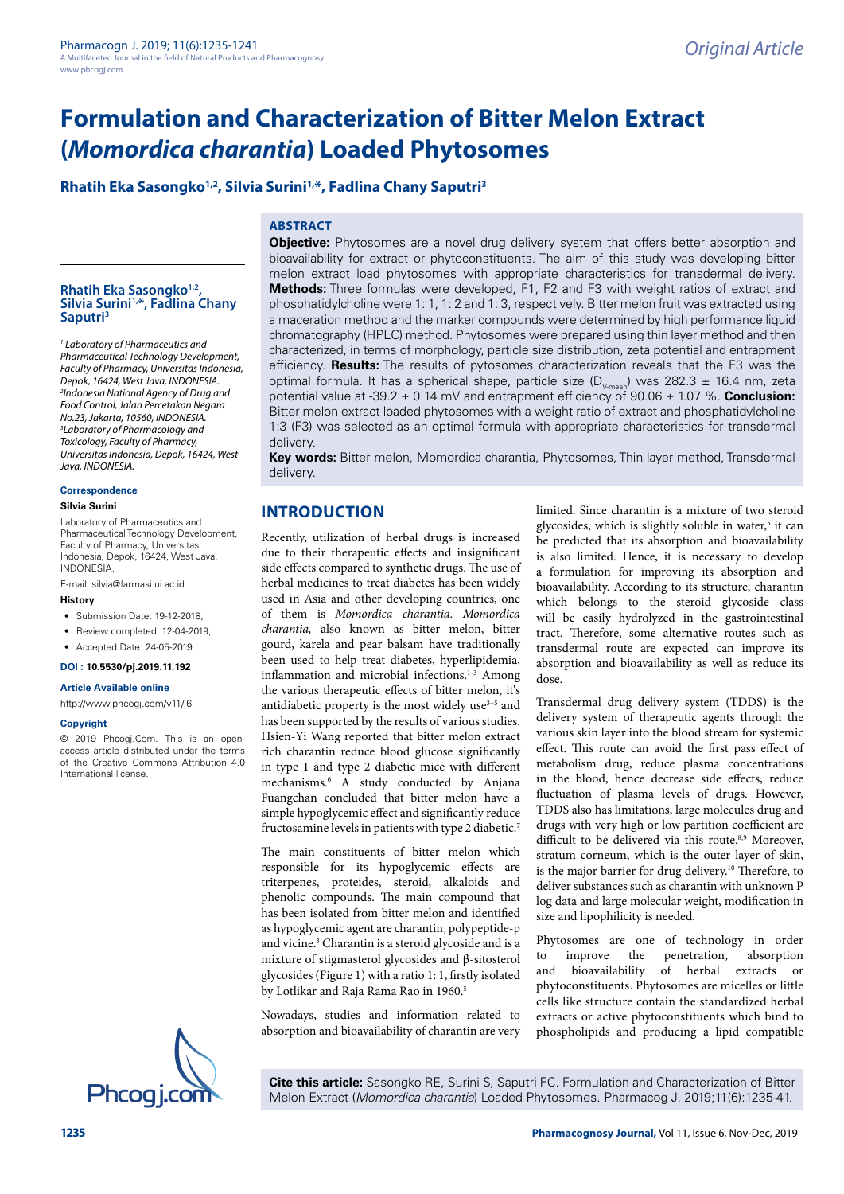Original Article

# Formulation and Characterization of Bitter Melon Extract (*Momordica charantia*) Loaded Phytosomes

**Rhatih Eka Sasongko[1,2], Silvia Surini[1,*], Fadlina Chany Saputri[3]**

## ABSTRACT

**Objective:** Phytosomes are a novel drug delivery system that offers better absorption and bioavailability for extract or phytoconstituents. The aim of this study was developing bitter melon extract load phytosomes with appropriate characteristics for transdermal delivery. **Methods:** Three formulas were developed, F1, F2 and F3 with weight ratios of extract and phosphatidylcholine were 1: 1, 1: 2 and 1: 3, respectively. Bitter melon fruit was extracted using a maceration method and the marker compounds were determined by high performance liquid chromatography (HPLC) method. Phytosomes were prepared using thin layer method and then characterized, in terms of morphology, particle size distribution, zeta potential and entrapment efficiency. **Results:** The results of pytosomes characterization reveals that the F3 was the optimal formula. It has a spherical shape, particle size ($D_{V\text{-mean}}$) was 282.3 ± 16.4 nm, zeta potential value at -39.2 ± 0.14 mV and entrapment efficiency of 90.06 ± 1.07 %. **Conclusion:** Bitter melon extract loaded phytosomes with a weight ratio of extract and phosphatidylcholine 1:3 (F3) was selected as an optimal formula with appropriate characteristics for transdermal delivery.

**Key words:** Bitter melon, Momordica charantia, Phytosomes, Thin layer method, Transdermal delivery.

**Rhatih Eka Sasongko[1,2], Silvia Surini[1,*], Fadlina Chany Saputri[3]**

*[1] Laboratory of Pharmaceutics and Pharmaceutical Technology Development, Faculty of Pharmacy, Universitas Indonesia, Depok, 16424, West Java, INDONESIA.*
*[2]Indonesia National Agency of Drug and Food Control, Jalan Percetakan Negara No.23, Jakarta, 10560, INDONESIA.*
*[3]Laboratory of Pharmacology and Toxicology, Faculty of Pharmacy, Universitas Indonesia, Depok, 16424, West Java, INDONESIA.*

**Correspondence**

**Silvia Surini**

Laboratory of Pharmaceutics and Pharmaceutical Technology Development, Faculty of Pharmacy, Universitas Indonesia, Depok, 16424, West Java, INDONESIA.

E-mail: silvia@farmasi.ui.ac.id

**History**

- Submission Date: 19-12-2018;
- Review completed: 12-04-2019;
- Accepted Date: 24-05-2019.

**DOI : 10.5530/pj.2019.11.192**

**Article Available online**

http://www.phcogj.com/v11/i6

**Copyright**

© 2019 Phcogj.Com. This is an open-access article distributed under the terms of the Creative Commons Attribution 4.0 International license.

## INTRODUCTION

Recently, utilization of herbal drugs is increased due to their therapeutic effects and insignificant side effects compared to synthetic drugs. The use of herbal medicines to treat diabetes has been widely used in Asia and other developing countries, one of them is *Momordica charantia*. *Momordica charantia,* also known as bitter melon, bitter gourd, karela and pear balsam have traditionally been used to help treat diabetes, hyperlipidemia, inflammation and microbial infections.[1-3] Among the various therapeutic effects of bitter melon, it's antidiabetic property is the most widely use[3-5] and has been supported by the results of various studies. Hsien-Yi Wang reported that bitter melon extract rich charantin reduce blood glucose significantly in type 1 and type 2 diabetic mice with different mechanisms.[6] A study conducted by Anjana Fuangchan concluded that bitter melon have a simple hypoglycemic effect and significantly reduce fructosamine levels in patients with type 2 diabetic.[7]

The main constituents of bitter melon which responsible for its hypoglycemic effects are triterpenes, proteides, steroid, alkaloids and phenolic compounds. The main compound that has been isolated from bitter melon and identified as hypoglycemic agent are charantin, polypeptide-p and vicine.[3] Charantin is a steroid glycoside and is a mixture of stigmasterol glycosides and β-sitosterol glycosides (Figure 1) with a ratio 1: 1, firstly isolated by Lotlikar and Raja Rama Rao in 1960.[5]

Nowadays, studies and information related to absorption and bioavailability of charantin are very limited. Since charantin is a mixture of two steroid glycosides, which is slightly soluble in water,[5] it can be predicted that its absorption and bioavailability is also limited. Hence, it is necessary to develop a formulation for improving its absorption and bioavailability. According to its structure, charantin which belongs to the steroid glycoside class will be easily hydrolyzed in the gastrointestinal tract. Therefore, some alternative routes such as transdermal route are expected can improve its absorption and bioavailability as well as reduce its dose.

Transdermal drug delivery system (TDDS) is the delivery system of therapeutic agents through the various skin layer into the blood stream for systemic effect. This route can avoid the first pass effect of metabolism drug, reduce plasma concentrations in the blood, hence decrease side effects, reduce fluctuation of plasma levels of drugs. However, TDDS also has limitations, large molecules drug and drugs with very high or low partition coefficient are difficult to be delivered via this route.[8,9] Moreover, stratum corneum, which is the outer layer of skin, is the major barrier for drug delivery.[10] Therefore, to deliver substances such as charantin with unknown P log data and large molecular weight, modification in size and lipophilicity is needed.

Phytosomes are one of technology in order to improve the penetration, absorption and bioavailability of herbal extracts or phytoconstituents. Phytosomes are micelles or little cells like structure contain the standardized herbal extracts or active phytoconstituents which bind to phospholipids and producing a lipid compatible

**Cite this article:** Sasongko RE, Surini S, Saputri FC. Formulation and Characterization of Bitter Melon Extract (*Momordica charantia*) Loaded Phytosomes. Pharmacog J. 2019;11(6):1235-41.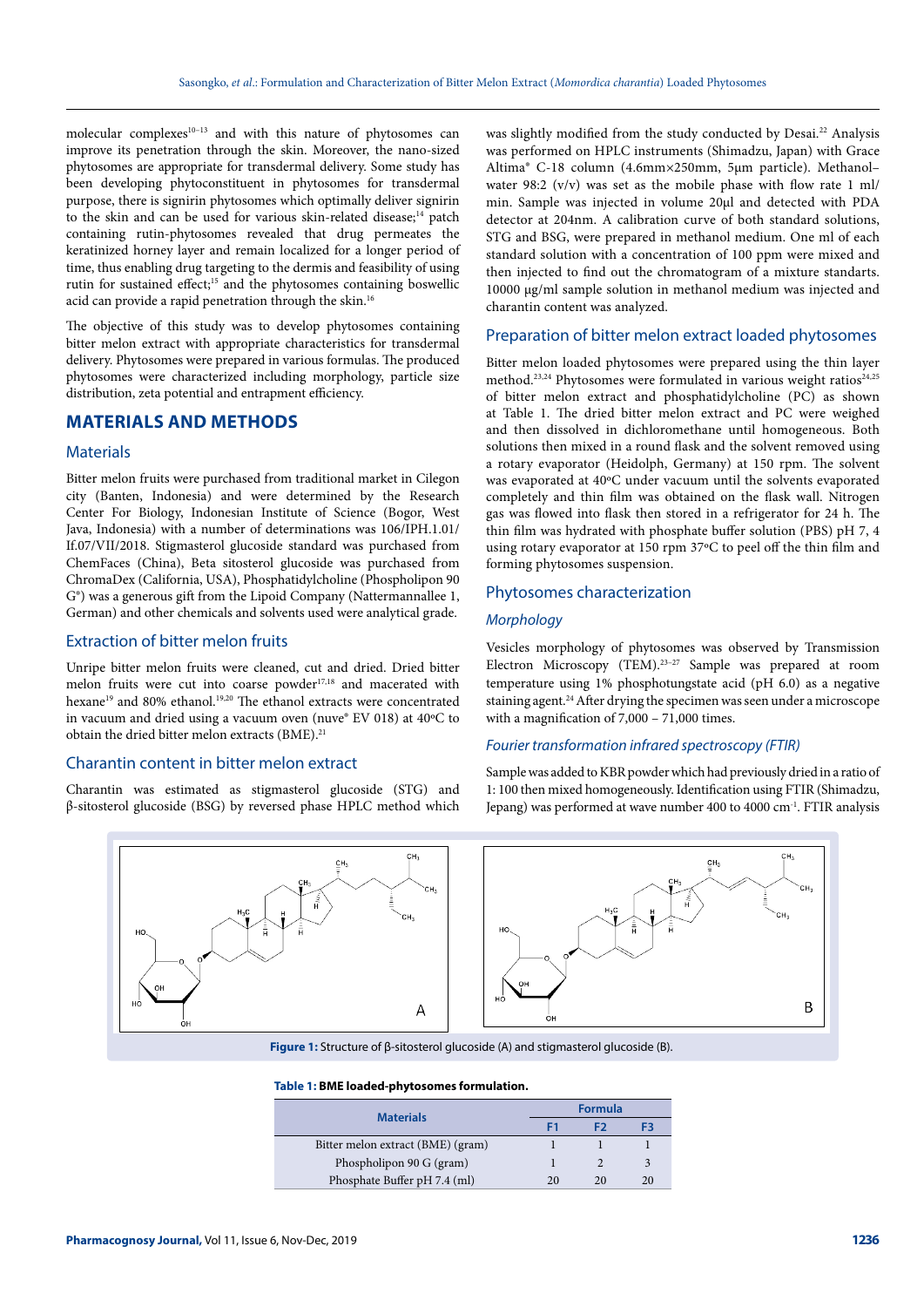molecular complexes[10–13] and with this nature of phytosomes can improve its penetration through the skin. Moreover, the nano-sized phytosomes are appropriate for transdermal delivery. Some study has been developing phytoconstituent in phytosomes for transdermal purpose, there is signirin phytosomes which optimally deliver signirin to the skin and can be used for various skin-related disease;[14] patch containing rutin-phytosomes revealed that drug permeates the keratinized horney layer and remain localized for a longer period of time, thus enabling drug targeting to the dermis and feasibility of using rutin for sustained effect;[15] and the phytosomes containing boswellic acid can provide a rapid penetration through the skin.[16]

The objective of this study was to develop phytosomes containing bitter melon extract with appropriate characteristics for transdermal delivery. Phytosomes were prepared in various formulas. The produced phytosomes were characterized including morphology, particle size distribution, zeta potential and entrapment efficiency.

## MATERIALS AND METHODS

### Materials

Bitter melon fruits were purchased from traditional market in Cilegon city (Banten, Indonesia) and were determined by the Research Center For Biology, Indonesian Institute of Science (Bogor, West Java, Indonesia) with a number of determinations was 106/IPH.1.01/If.07/VII/2018. Stigmasterol glucoside standard was purchased from ChemFaces (China), Beta sitosterol glucoside was purchased from ChromaDex (California, USA), Phosphatidylcholine (Phospholipon 90 G®) was a generous gift from the Lipoid Company (Nattermannallee 1, German) and other chemicals and solvents used were analytical grade.

### Extraction of bitter melon fruits

Unripe bitter melon fruits were cleaned, cut and dried. Dried bitter melon fruits were cut into coarse powder[17,18] and macerated with hexane[19] and 80% ethanol.[19,20] The ethanol extracts were concentrated in vacuum and dried using a vacuum oven (nuve® EV 018) at 40ºC to obtain the dried bitter melon extracts (BME).[21]

### Charantin content in bitter melon extract

Charantin was estimated as stigmasterol glucoside (STG) and β-sitosterol glucoside (BSG) by reversed phase HPLC method which was slightly modified from the study conducted by Desai.[22] Analysis was performed on HPLC instruments (Shimadzu, Japan) with Grace Altima® C-18 column (4.6mm×250mm, 5µm particle). Methanol–water 98:2 (v/v) was set as the mobile phase with flow rate 1 ml/min. Sample was injected in volume 20µl and detected with PDA detector at 204nm. A calibration curve of both standard solutions, STG and BSG, were prepared in methanol medium. One ml of each standard solution with a concentration of 100 ppm were mixed and then injected to find out the chromatogram of a mixture standarts. 10000 µg/ml sample solution in methanol medium was injected and charantin content was analyzed.

### Preparation of bitter melon extract loaded phytosomes

Bitter melon loaded phytosomes were prepared using the thin layer method.[23,24] Phytosomes were formulated in various weight ratios[24,25] of bitter melon extract and phosphatidylcholine (PC) as shown at Table 1. The dried bitter melon extract and PC were weighed and then dissolved in dichloromethane until homogeneous. Both solutions then mixed in a round flask and the solvent removed using a rotary evaporator (Heidolph, Germany) at 150 rpm. The solvent was evaporated at 40ºC under vacuum until the solvents evaporated completely and thin film was obtained on the flask wall. Nitrogen gas was flowed into flask then stored in a refrigerator for 24 h. The thin film was hydrated with phosphate buffer solution (PBS) pH 7, 4 using rotary evaporator at 150 rpm 37ºC to peel off the thin film and forming phytosomes suspension.

### Phytosomes characterization

#### *Morphology*

Vesicles morphology of phytosomes was observed by Transmission Electron Microscopy (TEM).[23–27] Sample was prepared at room temperature using 1% phosphotungstate acid (pH 6.0) as a negative staining agent.[24] After drying the specimen was seen under a microscope with a magnification of 7,000 – 71,000 times.

#### *Fourier transformation infrared spectroscopy (FTIR)*

Sample was added to KBR powder which had previously dried in a ratio of 1: 100 then mixed homogeneously. Identification using FTIR (Shimadzu, Jepang) was performed at wave number 400 to 4000 cm$^{-1}$. FTIR analysis

**Figure 1:** Structure of β-sitosterol glucoside (A) and stigmasterol glucoside (B).

**Table 1: BME loaded-phytosomes formulation.**

| Materials | Formula | | |
|---|---|---|---|
| | F1 | F2 | F3 |
| Bitter melon extract (BME) (gram) | 1 | 1 | 1 |
| Phospholipon 90 G (gram) | 1 | 2 | 3 |
| Phosphate Buffer pH 7.4 (ml) | 20 | 20 | 20 |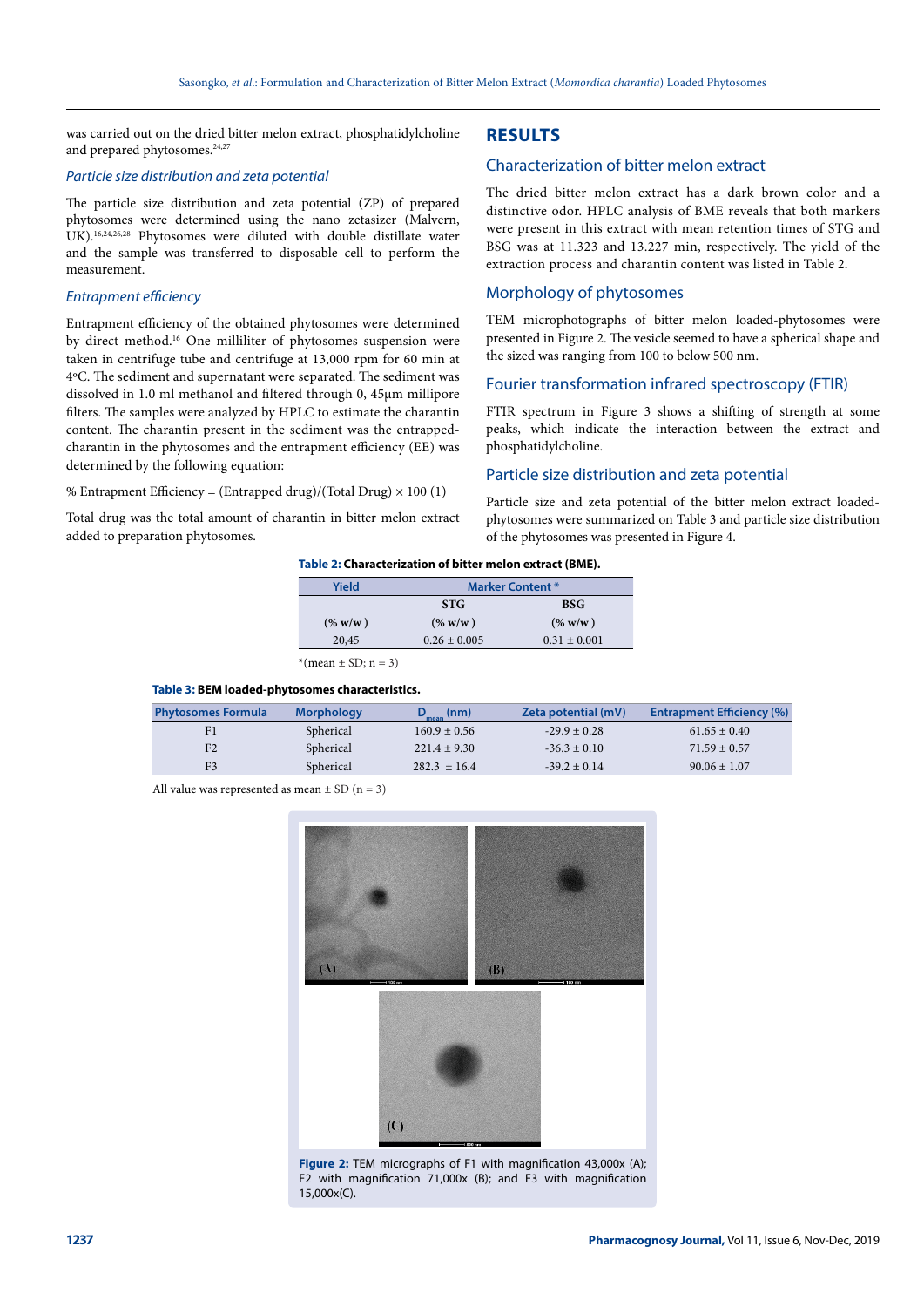was carried out on the dried bitter melon extract, phosphatidylcholine and prepared phytosomes.[24,27]

### *Particle size distribution and zeta potential*

The particle size distribution and zeta potential (ZP) of prepared phytosomes were determined using the nano zetasizer (Malvern, UK).[16,24,26,28] Phytosomes were diluted with double distillate water and the sample was transferred to disposable cell to perform the measurement.

### *Entrapment efficiency*

Entrapment efficiency of the obtained phytosomes were determined by direct method.[16] One milliliter of phytosomes suspension were taken in centrifuge tube and centrifuge at 13,000 rpm for 60 min at 4ºC. The sediment and supernatant were separated. The sediment was dissolved in 1.0 ml methanol and filtered through 0, 45μm millipore filters. The samples were analyzed by HPLC to estimate the charantin content. The charantin present in the sediment was the entrapped-charantin in the phytosomes and the entrapment efficiency (EE) was determined by the following equation:

% Entrapment Efficiency = (Entrapped drug)/(Total Drug) × 100 (1)

Total drug was the total amount of charantin in bitter melon extract added to preparation phytosomes.

## RESULTS

### Characterization of bitter melon extract

The dried bitter melon extract has a dark brown color and a distinctive odor. HPLC analysis of BME reveals that both markers were present in this extract with mean retention times of STG and BSG was at 11.323 and 13.227 min, respectively. The yield of the extraction process and charantin content was listed in Table 2.

### Morphology of phytosomes

TEM microphotographs of bitter melon loaded-phytosomes were presented in Figure 2. The vesicle seemed to have a spherical shape and the sized was ranging from 100 to below 500 nm.

### Fourier transformation infrared spectroscopy (FTIR)

FTIR spectrum in Figure 3 shows a shifting of strength at some peaks, which indicate the interaction between the extract and phosphatidylcholine.

### Particle size distribution and zeta potential

Particle size and zeta potential of the bitter melon extract loaded-phytosomes were summarized on Table 3 and particle size distribution of the phytosomes was presented in Figure 4.

**Table 2:** Characterization of bitter melon extract (BME).

| Yield | Marker Content * | |
|---|---|---|
| | STG | BSG |
| (% w/w ) | (% w/w ) | (% w/w ) |
| 20,45 | 0.26 ± 0.005 | 0.31 ± 0.001 |

*(mean ± SD; n = 3)

**Table 3:** BEM loaded-phytosomes characteristics.

| Phytosomes Formula | Morphology | $D_{mean}$ (nm) | Zeta potential (mV) | Entrapment Efficiency (%) |
|---|---|---|---|---|
| F1 | Spherical | 160.9 ± 0.56 | -29.9 ± 0.28 | 61.65 ± 0.40 |
| F2 | Spherical | 221.4 ± 9.30 | -36.3 ± 0.10 | 71.59 ± 0.57 |
| F3 | Spherical | 282.3 ± 16.4 | -39.2 ± 0.14 | 90.06 ± 1.07 |

All value was represented as mean ± SD (n = 3)

**Figure 2:** TEM micrographs of F1 with magnification 43,000x (A); F2 with magnification 71,000x (B); and F3 with magnification 15,000x(C).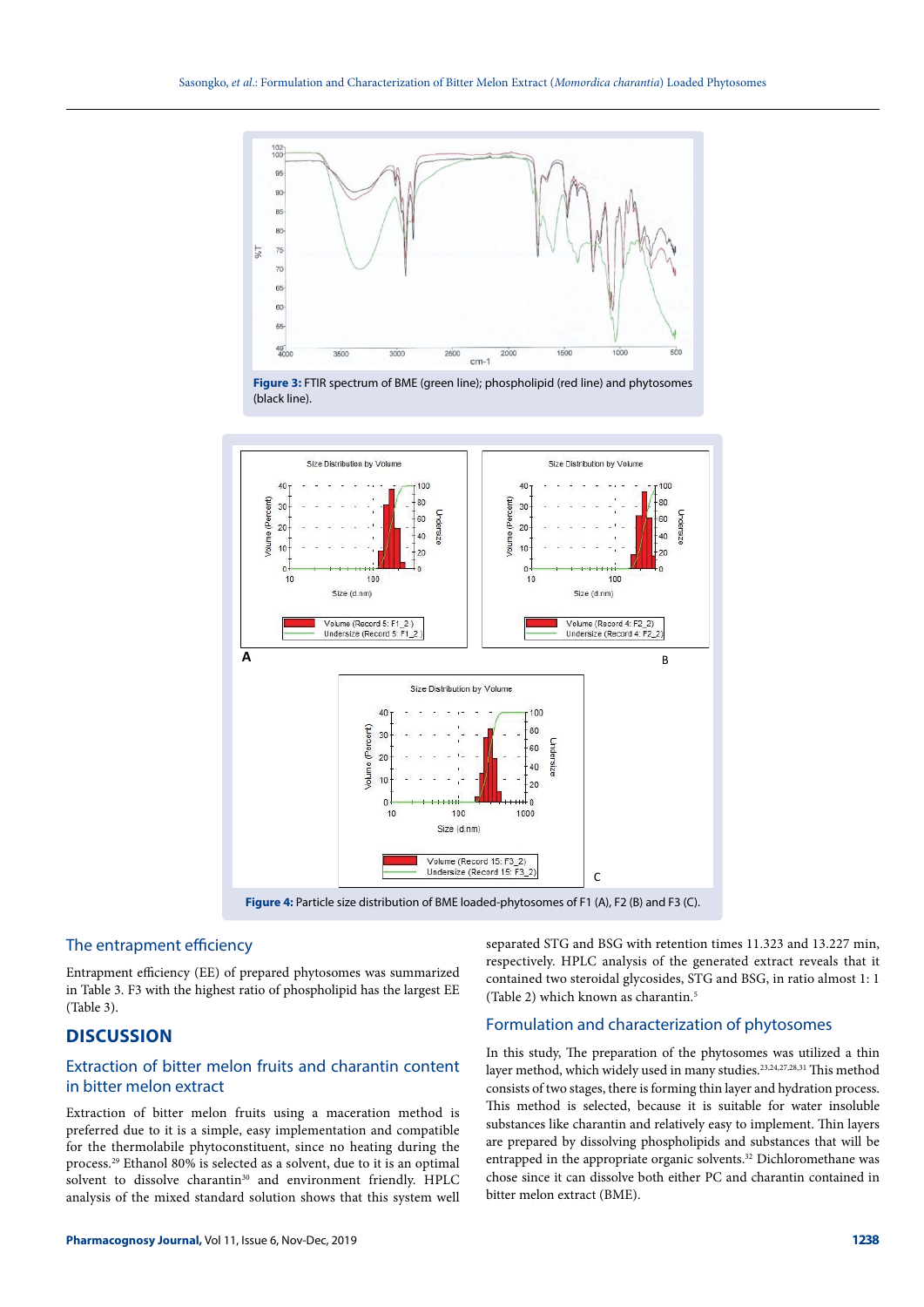**Figure 3:** FTIR spectrum of BME (green line); phospholipid (red line) and phytosomes (black line).

**Figure 4:** Particle size distribution of BME loaded-phytosomes of F1 (A), F2 (B) and F3 (C).

## The entrapment efficiency

Entrapment efficiency (EE) of prepared phytosomes was summarized in Table 3. F3 with the highest ratio of phospholipid has the largest EE (Table 3).

# DISCUSSION

## Extraction of bitter melon fruits and charantin content in bitter melon extract

Extraction of bitter melon fruits using a maceration method is preferred due to it is a simple, easy implementation and compatible for the thermolabile phytoconstituent, since no heating during the process.[29] Ethanol 80% is selected as a solvent, due to it is an optimal solvent to dissolve charantin[30] and environment friendly. HPLC analysis of the mixed standard solution shows that this system well separated STG and BSG with retention times 11.323 and 13.227 min, respectively. HPLC analysis of the generated extract reveals that it contained two steroidal glycosides, STG and BSG, in ratio almost 1: 1 (Table 2) which known as charantin.[5]

## Formulation and characterization of phytosomes

In this study, The preparation of the phytosomes was utilized a thin layer method, which widely used in many studies.[23,24,27,28,31] This method consists of two stages, there is forming thin layer and hydration process. This method is selected, because it is suitable for water insoluble substances like charantin and relatively easy to implement. Thin layers are prepared by dissolving phospholipids and substances that will be entrapped in the appropriate organic solvents.[32] Dichloromethane was chose since it can dissolve both either PC and charantin contained in bitter melon extract (BME).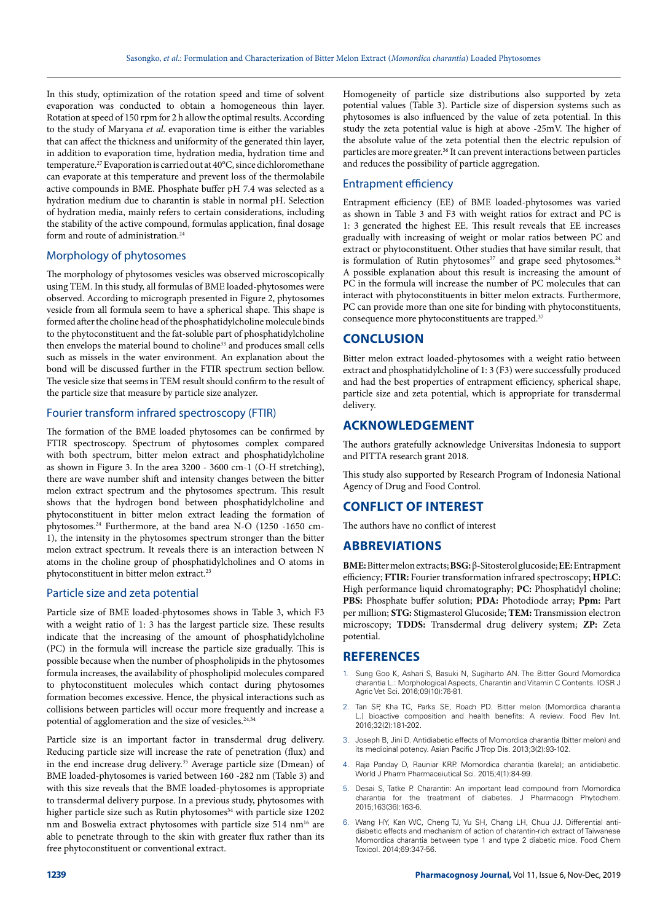In this study, optimization of the rotation speed and time of solvent evaporation was conducted to obtain a homogeneous thin layer. Rotation at speed of 150 rpm for 2 h allow the optimal results. According to the study of Maryana *et al*. evaporation time is either the variables that can affect the thickness and uniformity of the generated thin layer, in addition to evaporation time, hydration media, hydration time and temperature.[27] Evaporation is carried out at 40°C, since dichloromethane can evaporate at this temperature and prevent loss of the thermolabile active compounds in BME. Phosphate buffer pH 7.4 was selected as a hydration medium due to charantin is stable in normal pH. Selection of hydration media, mainly refers to certain considerations, including the stability of the active compound, formulas application, final dosage form and route of administration.[24]

## Morphology of phytosomes

The morphology of phytosomes vesicles was observed microscopically using TEM. In this study, all formulas of BME loaded-phytosomes were observed. According to micrograph presented in Figure 2, phytosomes vesicle from all formula seem to have a spherical shape. This shape is formed after the choline head of the phosphatidylcholine molecule binds to the phytoconstituent and the fat-soluble part of phosphatidylcholine then envelops the material bound to choline[33] and produces small cells such as missels in the water environment. An explanation about the bond will be discussed further in the FTIR spectrum section bellow. The vesicle size that seems in TEM result should confirm to the result of the particle size that measure by particle size analyzer.

## Fourier transform infrared spectroscopy (FTIR)

The formation of the BME loaded phytosomes can be confirmed by FTIR spectroscopy. Spectrum of phytosomes complex compared with both spectrum, bitter melon extract and phosphatidylcholine as shown in Figure 3. In the area 3200 - 3600 cm-1 (O-H stretching), there are wave number shift and intensity changes between the bitter melon extract spectrum and the phytosomes spectrum. This result shows that the hydrogen bond between phosphatidylcholine and phytoconstituent in bitter melon extract leading the formation of phytosomes.[24] Furthermore, at the band area N-O (1250 -1650 cm-1), the intensity in the phytosomes spectrum stronger than the bitter melon extract spectrum. It reveals there is an interaction between N atoms in the choline group of phosphatidylcholines and O atoms in phytoconstituent in bitter melon extract.[23]

## Particle size and zeta potential

Particle size of BME loaded-phytosomes shows in Table 3, which F3 with a weight ratio of 1: 3 has the largest particle size. These results indicate that the increasing of the amount of phosphatidylcholine (PC) in the formula will increase the particle size gradually. This is possible because when the number of phospholipids in the phytosomes formula increases, the availability of phospholipid molecules compared to phytoconstituent molecules which contact during phytosomes formation becomes excessive. Hence, the physical interactions such as collisions between particles will occur more frequently and increase a potential of agglomeration and the size of vesicles.[24,34]

Particle size is an important factor in transdermal drug delivery. Reducing particle size will increase the rate of penetration (flux) and in the end increase drug delivery.[35] Average particle size (Dmean) of BME loaded-phytosomes is varied between 160 -282 nm (Table 3) and with this size reveals that the BME loaded-phytosomes is appropriate to transdermal delivery purpose. In a previous study, phytosomes with higher particle size such as Rutin phytosomes[34] with particle size 1202 nm and Boswelia extract phytosomes with particle size 514 nm[16] are able to penetrate through to the skin with greater flux rather than its free phytoconstituent or conventional extract.

Homogeneity of particle size distributions also supported by zeta potential values (Table 3). Particle size of dispersion systems such as phytosomes is also influenced by the value of zeta potential. In this study the zeta potential value is high at above -25mV. The higher of the absolute value of the zeta potential then the electric repulsion of particles are more greater.[36] It can prevent interactions between particles and reduces the possibility of particle aggregation.

## Entrapment efficiency

Entrapment efficiency (EE) of BME loaded-phytosomes was varied as shown in Table 3 and F3 with weight ratios for extract and PC is 1: 3 generated the highest EE. This result reveals that EE increases gradually with increasing of weight or molar ratios between PC and extract or phytoconstituent. Other studies that have similar result, that is formulation of Rutin phytosomes[37] and grape seed phytosomes.[24] A possible explanation about this result is increasing the amount of PC in the formula will increase the number of PC molecules that can interact with phytoconstituents in bitter melon extracts. Furthermore, PC can provide more than one site for binding with phytoconstituents, consequence more phytoconstituents are trapped.[37]

# CONCLUSION

Bitter melon extract loaded-phytosomes with a weight ratio between extract and phosphatidylcholine of 1: 3 (F3) were successfully produced and had the best properties of entrapment efficiency, spherical shape, particle size and zeta potential, which is appropriate for transdermal delivery.

# ACKNOWLEDGEMENT

The authors gratefully acknowledge Universitas Indonesia to support and PITTA research grant 2018.

This study also supported by Research Program of Indonesia National Agency of Drug and Food Control.

# CONFLICT OF INTEREST

The authors have no conflict of interest

# ABBREVIATIONS

**BME:** Bitter melon extracts; **BSG:** β-Sitosterol glucoside; **EE:** Entrapment efficiency; **FTIR:** Fourier transformation infrared spectroscopy; **HPLC:** High performance liquid chromatography; **PC:** Phosphatidyl choline; **PBS:** Phosphate buffer solution; **PDA:** Photodiode array; **Ppm:** Part per million; **STG:** Stigmasterol Glucoside; **TEM:** Transmission electron microscopy; **TDDS:** Transdermal drug delivery system; **ZP:** Zeta potential.

# REFERENCES

1. Sung Goo K, Ashari S, Basuki N, Sugiharto AN. The Bitter Gourd Momordica charantia L.: Morphological Aspects, Charantin and Vitamin C Contents. IOSR J Agric Vet Sci. 2016;09(10):76-81.
2. Tan SP, Kha TC, Parks SE, Roach PD. Bitter melon (Momordica charantia L.) bioactive composition and health benefits: A review. Food Rev Int. 2016;32(2):181-202.
3. Joseph B, Jini D. Antidiabetic effects of Momordica charantia (bitter melon) and its medicinal potency. Asian Pacific J Trop Dis. 2013;3(2):93-102.
4. Raja Panday D, Rauniar KRP. Momordica charantia (karela); an antidiabetic. World J Pharm Pharmaceiutical Sci. 2015;4(1):84-99.
5. Desai S, Tatke P. Charantin: An important lead compound from Momordica charantia for the treatment of diabetes. J Pharmacogn Phytochem. 2015;163(36):163-6.
6. Wang HY, Kan WC, Cheng TJ, Yu SH, Chang LH, Chuu JJ. Differential anti-diabetic effects and mechanism of action of charantin-rich extract of Taiwanese Momordica charantia between type 1 and type 2 diabetic mice. Food Chem Toxicol. 2014;69:347-56.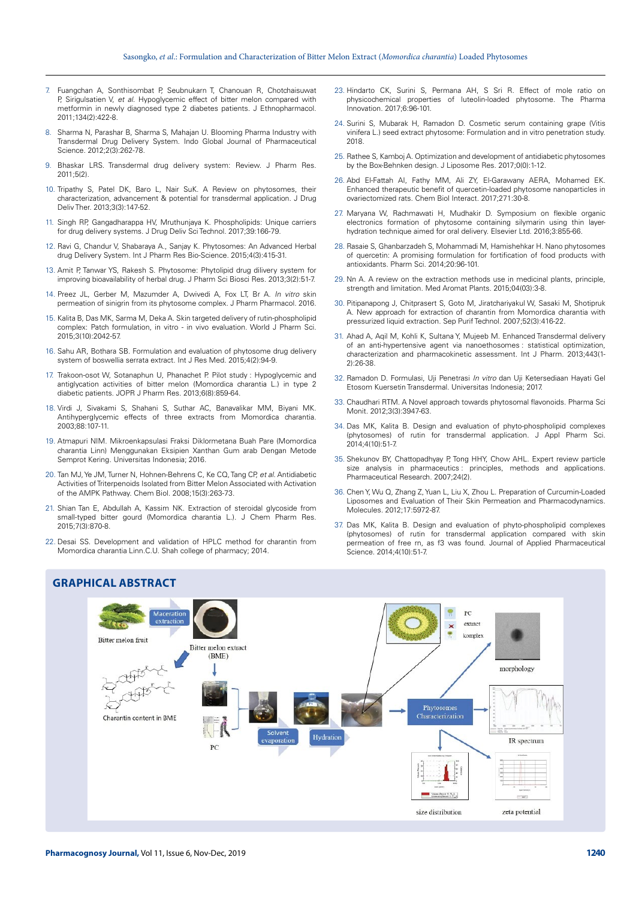7. Fuangchan A, Sonthisombat P, Seubnukarn T, Chanouan R, Chotchaisuwat P, Sirigulsatien V, *et al.* Hypoglycemic effect of bitter melon compared with metformin in newly diagnosed type 2 diabetes patients. J Ethnopharmacol. 2011;134(2):422-8.
8. Sharma N, Parashar B, Sharma S, Mahajan U. Blooming Pharma Industry with Transdermal Drug Delivery System. Indo Global Journal of Pharmaceutical Science. 2012;2(3):262-78.
9. Bhaskar LRS. Transdermal drug delivery system: Review. J Pharm Res. 2011;5(2).
10. Tripathy S, Patel DK, Baro L, Nair SuK. A Review on phytosomes, their characterization, advancement & potential for transdermal application. J Drug Deliv Ther. 2013;3(3):147-52.
11. Singh RP, Gangadharappa HV, Mruthunjaya K. Phospholipids: Unique carriers for drug delivery systems. J Drug Deliv Sci Technol. 2017;39:166-79.
12. Ravi G, Chandur V, Shabaraya A., Sanjay K. Phytosomes: An Advanced Herbal drug Delivery System. Int J Pharm Res Bio-Science. 2015;4(3):415-31.
13. Amit P, Tanwar YS, Rakesh S. Phytosome: Phytolipid drug dilivery system for improving bioavailability of herbal drug. J Pharm Sci Biosci Res. 2013;3(2):51-7.
14. Preez JL, Gerber M, Mazumder A, Dwivedi A, Fox LT, Br A. *In vitro* skin permeation of sinigrin from its phytosome complex. J Pharm Pharmacol. 2016.
15. Kalita B, Das MK, Sarma M, Deka A. Skin targeted delivery of rutin-phospholipid complex: Patch formulation, in vitro - in vivo evaluation. World J Pharm Sci. 2015;3(10):2042-57.
16. Sahu AR, Bothara SB. Formulation and evaluation of phytosome drug delivery system of boswellia serrata extract. Int J Res Med. 2015;4(2):94-9.
17. Trakoon-osot W, Sotanaphun U, Phanachet P. Pilot study : Hypoglycemic and antiglycation activities of bitter melon (Momordica charantia L.) in type 2 diabetic patients. JOPR J Pharm Res. 2013;6(8):859-64.
18. Virdi J, Sivakami S, Shahani S, Suthar AC, Banavalikar MM, Biyani MK. Antihyperglycemic effects of three extracts from Momordica charantia. 2003;88:107-11.
19. Atmapuri NIM. Mikroenkapsulasi Fraksi Diklormetana Buah Pare (Momordica charantia Linn) Menggunakan Eksipien Xanthan Gum arab Dengan Metode Semprot Kering. Universitas Indonesia; 2016.
20. Tan MJ, Ye JM, Turner N, Hohnen-Behrens C, Ke CQ, Tang CP, *et al.* Antidiabetic Activities of Triterpenoids Isolated from Bitter Melon Associated with Activation of the AMPK Pathway. Chem Biol. 2008;15(3):263-73.
21. Shian Tan E, Abdullah A, Kassim NK. Extraction of steroidal glycoside from small-typed bitter gourd (Momordica charantia L.). J Chem Pharm Res. 2015;7(3):870-8.
22. Desai SS. Development and validation of HPLC method for charantin from Momordica charantia Linn.C.U. Shah college of pharmacy; 2014.
23. Hindarto CK, Surini S, Permana AH, S Sri R. Effect of mole ratio on physicochemical properties of luteolin-loaded phytosome. The Pharma Innovation. 2017;6:96-101.
24. Surini S, Mubarak H, Ramadon D. Cosmetic serum containing grape (Vitis vinifera L.) seed extract phytosome: Formulation and in vitro penetration study. 2018.
25. Rathee S, Kamboj A. Optimization and development of antidiabetic phytosomes by the Box-Behnken design. J Liposome Res. 2017;0(0):1-12.
26. Abd El-Fattah AI, Fathy MM, Ali ZY, El-Garawany AERA, Mohamed EK. Enhanced therapeutic benefit of quercetin-loaded phytosome nanoparticles in ovariectomized rats. Chem Biol Interact. 2017;271:30-8.
27. Maryana W, Rachmawati H, Mudhakir D. Symposium on flexible organic electronics formation of phytosome containing silymarin using thin layer-hydration technique aimed for oral delivery. Elsevier Ltd. 2016;3:855-66.
28. Rasaie S, Ghanbarzadeh S, Mohammadi M, Hamishehkar H. Nano phytosomes of quercetin: A promising formulation for fortification of food products with antioxidants. Pharm Sci. 2014;20:96-101.
29. Nn A. A review on the extraction methods use in medicinal plants, principle, strength and limitation. Med Aromat Plants. 2015;04(03):3-8.
30. Pitipanapong J, Chitprasert S, Goto M, Jiratchariyakul W, Sasaki M, Shotipruk A. New approach for extraction of charantin from Momordica charantia with pressurized liquid extraction. Sep Purif Technol. 2007;52(3):416-22.
31. Ahad A, Aqil M, Kohli K, Sultana Y, Mujeeb M. Enhanced Transdermal delivery of an anti-hypertensive agent via nanoethosomes : statistical optimization, characterization and pharmacokinetic assessment. Int J Pharm. 2013;443(1-2):26-38.
32. Ramadon D. Formulasi, Uji Penetrasi *In vitro* dan Uji Ketersediaan Hayati Gel Etosom Kuersetin Transdermal. Universitas Indonesia; 2017.
33. Chaudhari RTM. A Novel approach towards phytosomal flavonoids. Pharma Sci Monit. 2012;3(3):3947-63.
34. Das MK, Kalita B. Design and evaluation of phyto-phospholipid complexes (phytosomes) of rutin for transdermal application. J Appl Pharm Sci. 2014;4(10):51-7.
35. Shekunov BY, Chattopadhyay P, Tong HHY, Chow AHL. Expert review particle size analysis in pharmaceutics : principles, methods and applications. Pharmaceutical Research. 2007;24(2).
36. Chen Y, Wu Q, Zhang Z, Yuan L, Liu X, Zhou L. Preparation of Curcumin-Loaded Liposomes and Evaluation of Their Skin Permeation and Pharmacodynamics. Molecules. 2012;17:5972-87.
37. Das MK, Kalita B. Design and evaluation of phyto-phospholipid complexes (phytosomes) of rutin for transdermal application compared with skin permeation of free rn, as f3 was found. Journal of Applied Pharmaceutical Science. 2014;4(10):51-7.

## GRAPHICAL ABSTRACT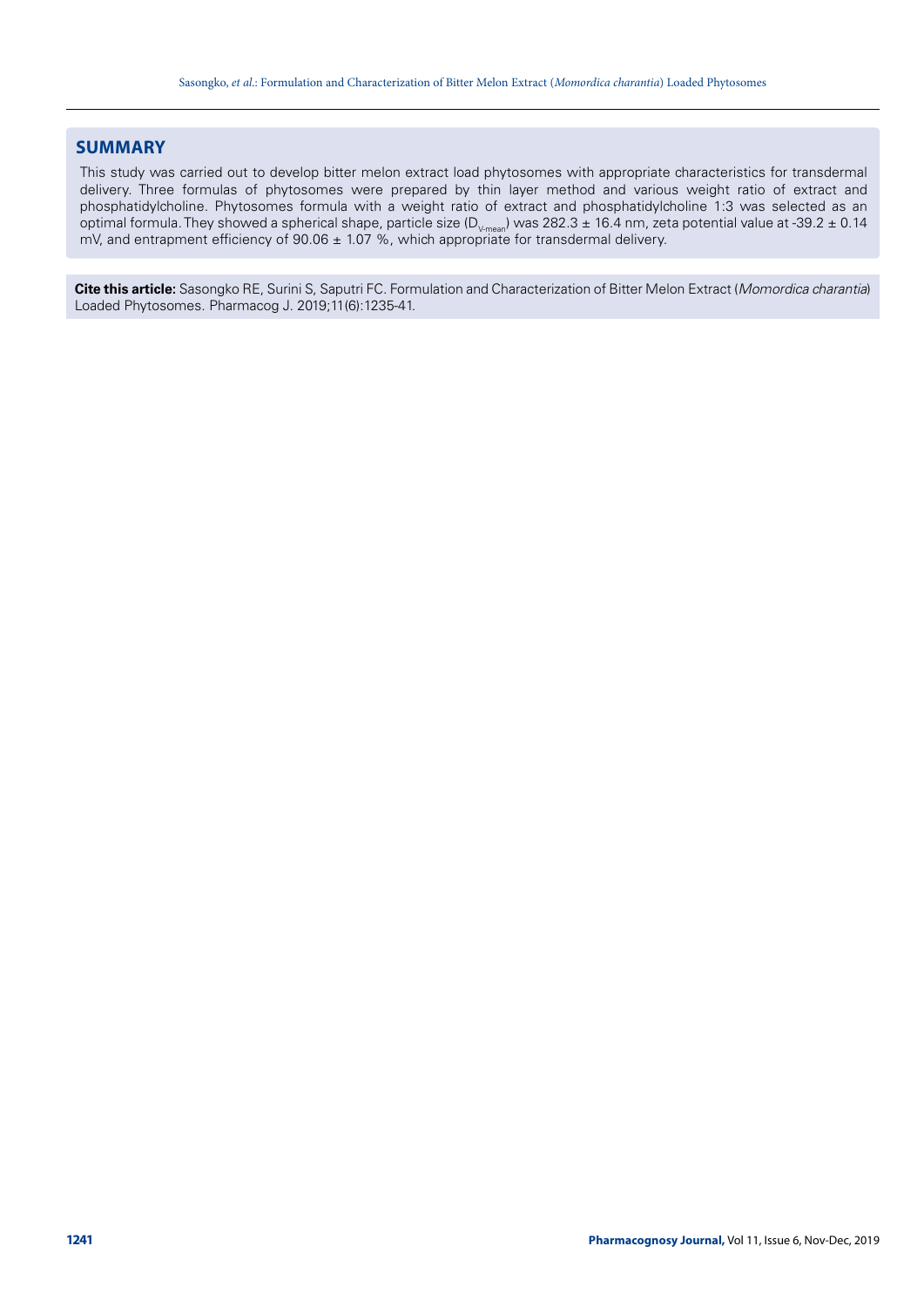## SUMMARY

This study was carried out to develop bitter melon extract load phytosomes with appropriate characteristics for transdermal delivery. Three formulas of phytosomes were prepared by thin layer method and various weight ratio of extract and phosphatidylcholine. Phytosomes formula with a weight ratio of extract and phosphatidylcholine 1:3 was selected as an optimal formula. They showed a spherical shape, particle size ($D_{V\text{-mean}}$) was 282.3 ± 16.4 nm, zeta potential value at -39.2 ± 0.14 mV, and entrapment efficiency of 90.06 ± 1.07 %, which appropriate for transdermal delivery.

**Cite this article:** Sasongko RE, Surini S, Saputri FC. Formulation and Characterization of Bitter Melon Extract (*Momordica charantia*) Loaded Phytosomes. Pharmacog J. 2019;11(6):1235-41.